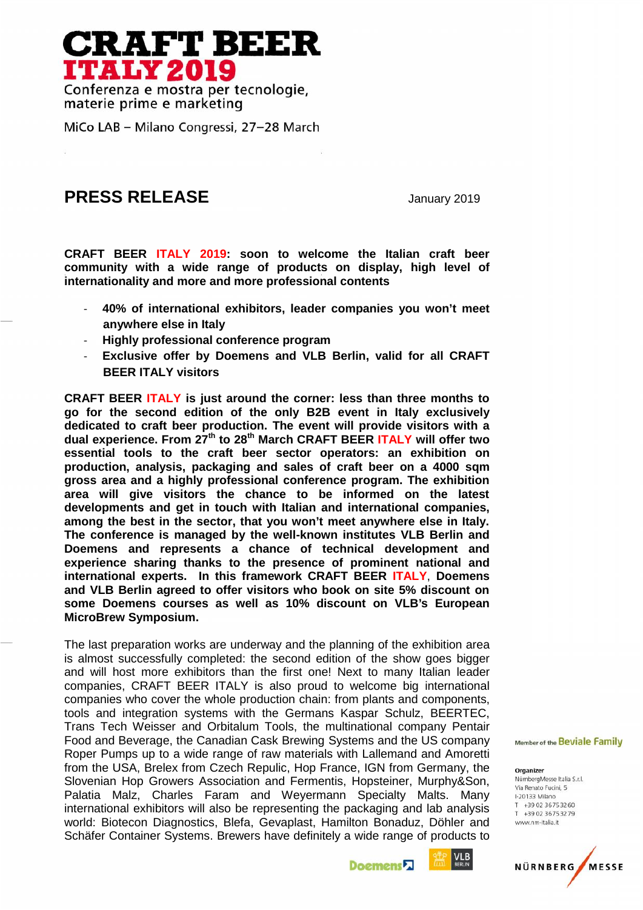# CRAFT BEER ITALY 2019

Conferenza e mostra per tecnologie, materie prime e marketing

MiCo LAB – Milano Congressi, 27–28 March

## PRESS RELEASE

January 2019

**CRAFT BEER ITALY 2019: soon to welcome the Italian craft beer community with a wide range of products on display, high level of internationality and more and more professional contents**

- **40% of international exhibitors, leader companies you won't meet anywhere else in Italy**
- **Highly professional conference program**
- **Exclusive offer by Doemens and VLB Berlin, valid for all CRAFT BEER ITALY visitors**

**CRAFT BEER ITALY is just around the corner: less than three months to go for the second edition of the only B2B event in Italy exclusively dedicated to craft beer production. The event will provide visitors with a dual experience. From 27th to 28th March CRAFT BEER ITALY will offer two essential tools to the craft beer sector operators: an exhibition on production, analysis, packaging and sales of craft beer on a 4000 sqm gross area and a highly professional conference program. The exhibition area will give visitors the chance to be informed on the latest developments and get in touch with Italian and international companies, among the best in the sector, that you won't meet anywhere else in Italy. The conference is managed by the well-known institutes VLB Berlin and Doemens and represents a chance of technical development and experience sharing thanks to the presence of prominent national and international experts. In this framework CRAFT BEER ITALY, Doemens and VLB Berlin agreed to offer visitors who book on site 5% discount on some Doemens courses as well as 10% discount on VLB's European MicroBrew Symposium.**

The last preparation works are underway and the planning of the exhibition area is almost successfully completed: the second edition of the show goes bigger and will host more exhibitors than the first one! Next to many Italian leader companies, CRAFT BEER ITALY is also proud to welcome big international companies who cover the whole production chain: from plants and components, tools and integration systems with the Germans Kaspar Schulz, BEERTEC, Trans Tech Weisser and Orbitalum Tools, the multinational company Pentair Food and Beverage, the Canadian Cask Brewing Systems and the US company Roper Pumps up to a wide range of raw materials with Lallemand and Amoretti from the USA, Brelex from Czech Repulic, Hop France, IGN from Germany, the Slovenian Hop Growers Association and Fermentis, Hopsteiner, Murphy&Son, Palatia Malz, Charles Faram and Weyermann Specialty Malts. Many international exhibitors will also be representing the packaging and lab analysis world: Biotecon Diagnostics, Blefa, Gevaplast, Hamilton Bonaduz, Döhler and Schäfer Container Systems. Brewers have definitely a wide range of products to

Member of the Beviale Family

**Organizer**
NürnbergMesse Italia S.r.l.
Via Renato Fucini, 5
I-20133 Milano
T +39 02 36753260
T +39 02 36753279
www.nm-italia.it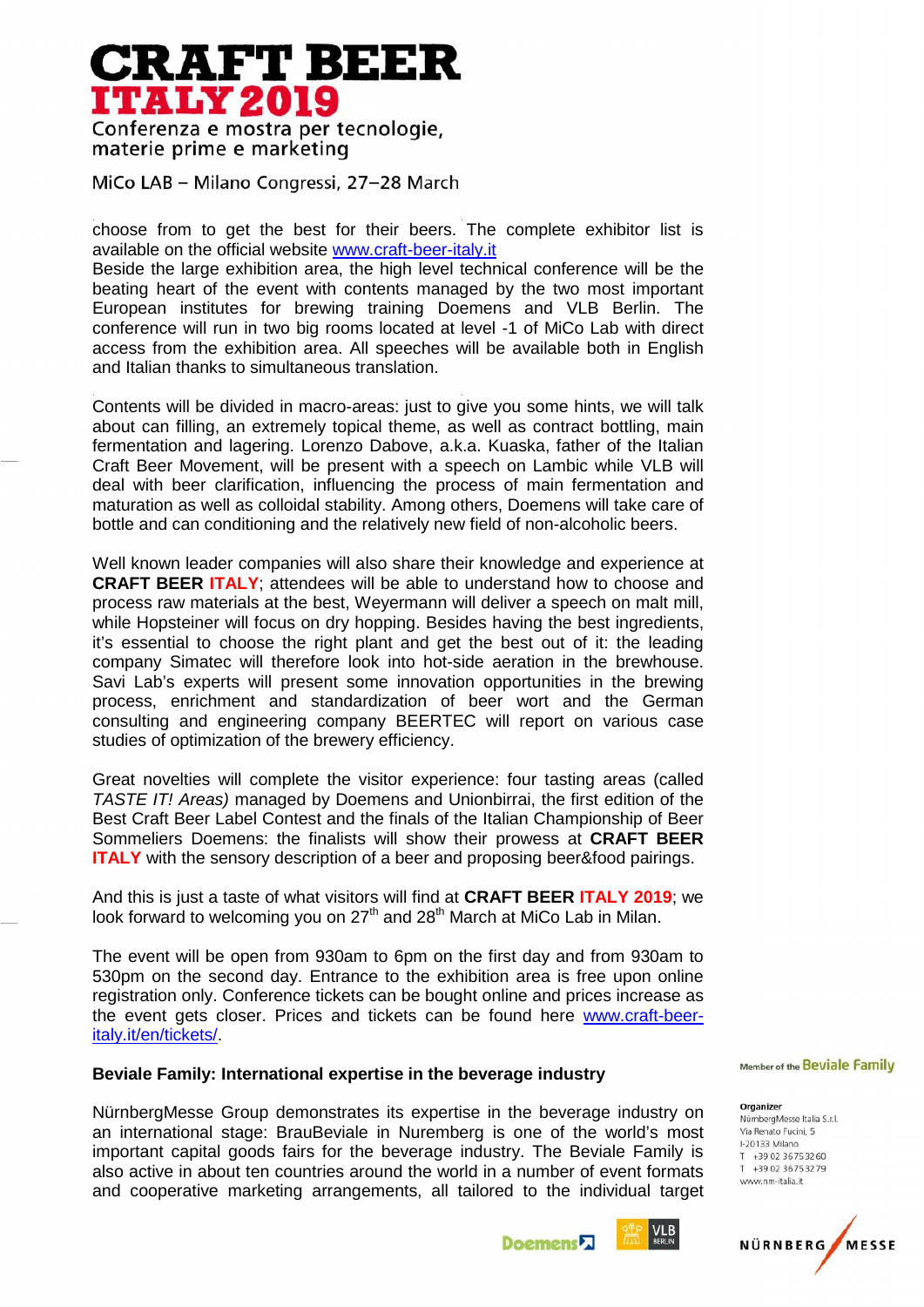choose from to get the best for their beers. The complete exhibitor list is available on the official website [www.craft-beer-italy.it](http://www.craft-beer-italy.it)
Beside the large exhibition area, the high level technical conference will be the beating heart of the event with contents managed by the two most important European institutes for brewing training Doemens and VLB Berlin. The conference will run in two big rooms located at level -1 of MiCo Lab with direct access from the exhibition area. All speeches will be available both in English and Italian thanks to simultaneous translation.

Contents will be divided in macro-areas: just to give you some hints, we will talk about can filling, an extremely topical theme, as well as contract bottling, main fermentation and lagering. Lorenzo Dabove, a.k.a. Kuaska, father of the Italian Craft Beer Movement, will be present with a speech on Lambic while VLB will deal with beer clarification, influencing the process of main fermentation and maturation as well as colloidal stability. Among others, Doemens will take care of bottle and can conditioning and the relatively new field of non-alcoholic beers.

Well known leader companies will also share their knowledge and experience at **CRAFT BEER ITALY**; attendees will be able to understand how to choose and process raw materials at the best, Weyermann will deliver a speech on malt mill, while Hopsteiner will focus on dry hopping. Besides having the best ingredients, it's essential to choose the right plant and get the best out of it: the leading company Simatec will therefore look into hot-side aeration in the brewhouse. Savi Lab's experts will present some innovation opportunities in the brewing process, enrichment and standardization of beer wort and the German consulting and engineering company BEERTEC will report on various case studies of optimization of the brewery efficiency.

Great novelties will complete the visitor experience: four tasting areas (called *TASTE IT! Areas)* managed by Doemens and Unionbirrai, the first edition of the Best Craft Beer Label Contest and the finals of the Italian Championship of Beer Sommeliers Doemens: the finalists will show their prowess at **CRAFT BEER ITALY** with the sensory description of a beer and proposing beer&food pairings.

And this is just a taste of what visitors will find at **CRAFT BEER ITALY 2019**; we look forward to welcoming you on 27th and 28th March at MiCo Lab in Milan.

The event will be open from 930am to 6pm on the first day and from 930am to 530pm on the second day. Entrance to the exhibition area is free upon online registration only. Conference tickets can be bought online and prices increase as the event gets closer. Prices and tickets can be found here [www.craft-beer-italy.it/en/tickets/](http://www.craft-beer-italy.it/en/tickets/).

**Beviale Family: International expertise in the beverage industry**

NürnbergMesse Group demonstrates its expertise in the beverage industry on an international stage: BrauBeviale in Nuremberg is one of the world's most important capital goods fairs for the beverage industry. The Beviale Family is also active in about ten countries around the world in a number of event formats and cooperative marketing arrangements, all tailored to the individual target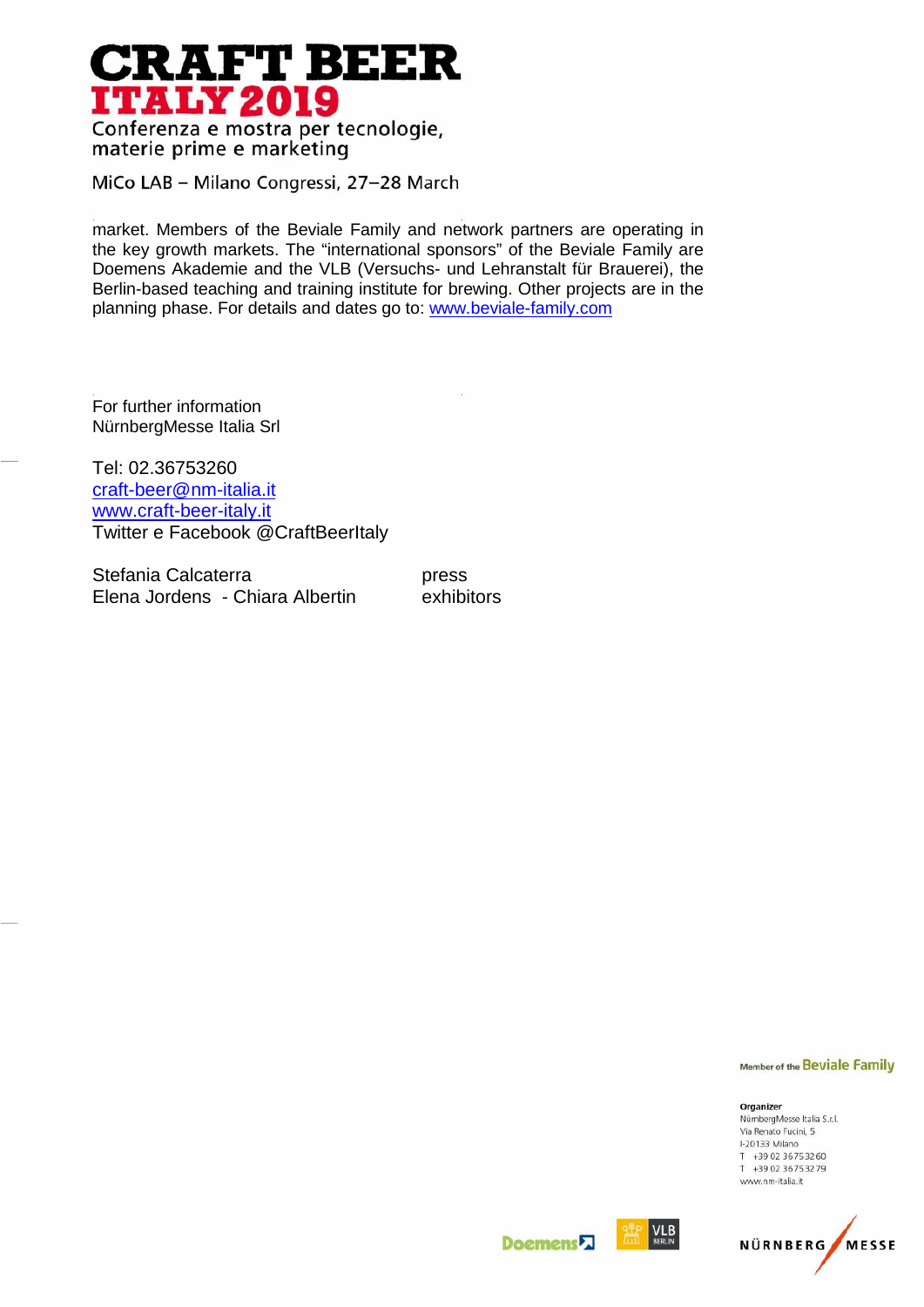# CRAFT BEER ITALY 2019

Conferenza e mostra per tecnologie, materie prime e marketing

MiCo LAB – Milano Congressi, 27–28 March

market. Members of the Beviale Family and network partners are operating in the key growth markets. The "international sponsors" of the Beviale Family are Doemens Akademie and the VLB (Versuchs- und Lehranstalt für Brauerei), the Berlin-based teaching and training institute for brewing. Other projects are in the planning phase. For details and dates go to: www.beviale-family.com

For further information
NürnbergMesse Italia Srl

Tel: 02.36753260
craft-beer@nm-italia.it
www.craft-beer-italy.it
Twitter e Facebook @CraftBeerItaly

| | |
|---|---|
| Stefania Calcaterra | press |
| Elena Jordens - Chiara Albertin | exhibitors |

Member of the Beviale Family

**Organizer**
NürnbergMesse Italia S.r.l.
Via Renato Fucini, 5
I-20133 Milano
T +39 02 36753260
T +39 02 36753279
www.nm-italia.it

Doemens VLB BERLIN NÜRNBERG MESSE